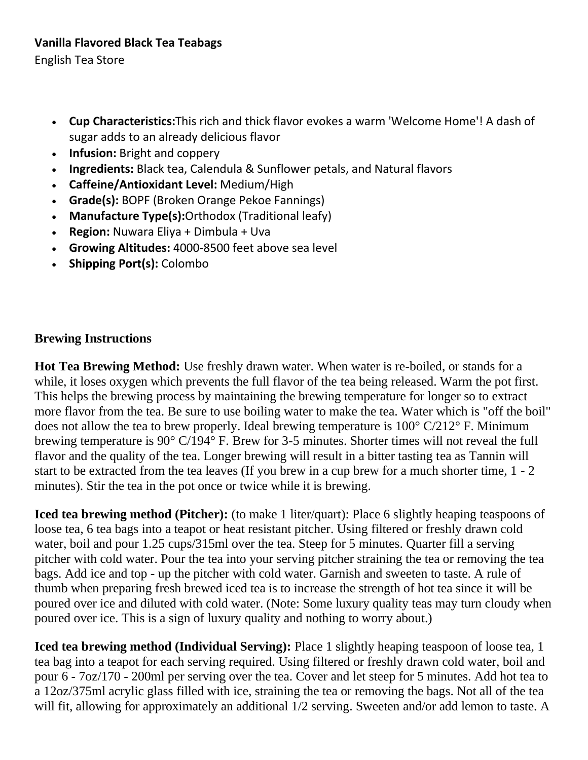**Vanilla Flavored Black Tea Teabags**

English Tea Store

- **Cup Characteristics:**This rich and thick flavor evokes a warm 'Welcome Home'! A dash of sugar adds to an already delicious flavor
- **Infusion:** Bright and coppery
- **Ingredients:** Black tea, Calendula & Sunflower petals, and Natural flavors
- **Caffeine/Antioxidant Level:** Medium/High
- **Grade(s):** BOPF (Broken Orange Pekoe Fannings)
- **Manufacture Type(s):**Orthodox (Traditional leafy)
- **Region:** Nuwara Eliya + Dimbula + Uva
- **Growing Altitudes:** 4000-8500 feet above sea level
- **Shipping Port(s):** Colombo

## Brewing Instructions

**Hot Tea Brewing Method:** Use freshly drawn water. When water is re-boiled, or stands for a while, it loses oxygen which prevents the full flavor of the tea being released. Warm the pot first. This helps the brewing process by maintaining the brewing temperature for longer so to extract more flavor from the tea. Be sure to use boiling water to make the tea. Water which is "off the boil" does not allow the tea to brew properly. Ideal brewing temperature is 100° C/212° F. Minimum brewing temperature is 90° C/194° F. Brew for 3-5 minutes. Shorter times will not reveal the full flavor and the quality of the tea. Longer brewing will result in a bitter tasting tea as Tannin will start to be extracted from the tea leaves (If you brew in a cup brew for a much shorter time, 1 - 2 minutes). Stir the tea in the pot once or twice while it is brewing.

**Iced tea brewing method (Pitcher):** (to make 1 liter/quart): Place 6 slightly heaping teaspoons of loose tea, 6 tea bags into a teapot or heat resistant pitcher. Using filtered or freshly drawn cold water, boil and pour 1.25 cups/315ml over the tea. Steep for 5 minutes. Quarter fill a serving pitcher with cold water. Pour the tea into your serving pitcher straining the tea or removing the tea bags. Add ice and top - up the pitcher with cold water. Garnish and sweeten to taste. A rule of thumb when preparing fresh brewed iced tea is to increase the strength of hot tea since it will be poured over ice and diluted with cold water. (Note: Some luxury quality teas may turn cloudy when poured over ice. This is a sign of luxury quality and nothing to worry about.)

**Iced tea brewing method (Individual Serving):** Place 1 slightly heaping teaspoon of loose tea, 1 tea bag into a teapot for each serving required. Using filtered or freshly drawn cold water, boil and pour 6 - 7oz/170 - 200ml per serving over the tea. Cover and let steep for 5 minutes. Add hot tea to a 12oz/375ml acrylic glass filled with ice, straining the tea or removing the bags. Not all of the tea will fit, allowing for approximately an additional 1/2 serving. Sweeten and/or add lemon to taste. A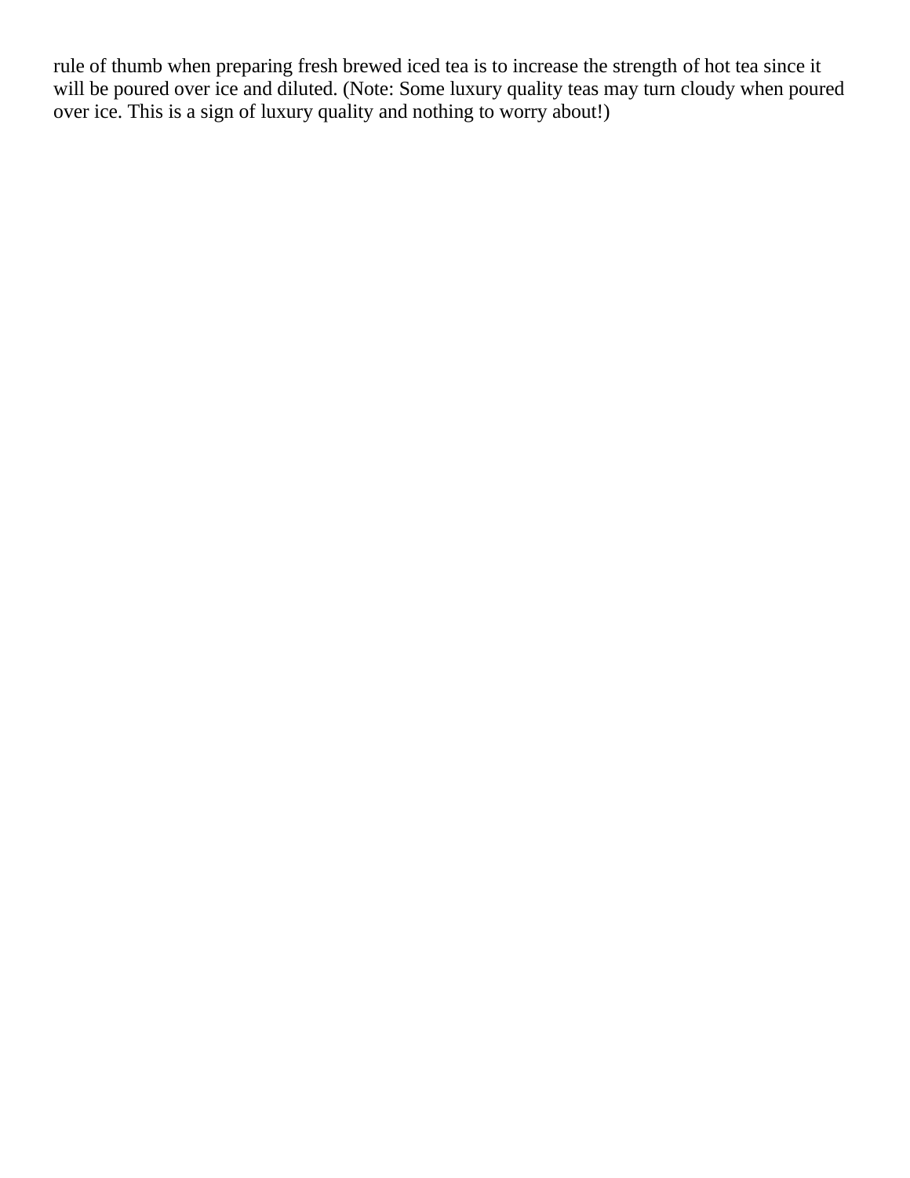rule of thumb when preparing fresh brewed iced tea is to increase the strength of hot tea since it will be poured over ice and diluted. (Note: Some luxury quality teas may turn cloudy when poured over ice. This is a sign of luxury quality and nothing to worry about!)